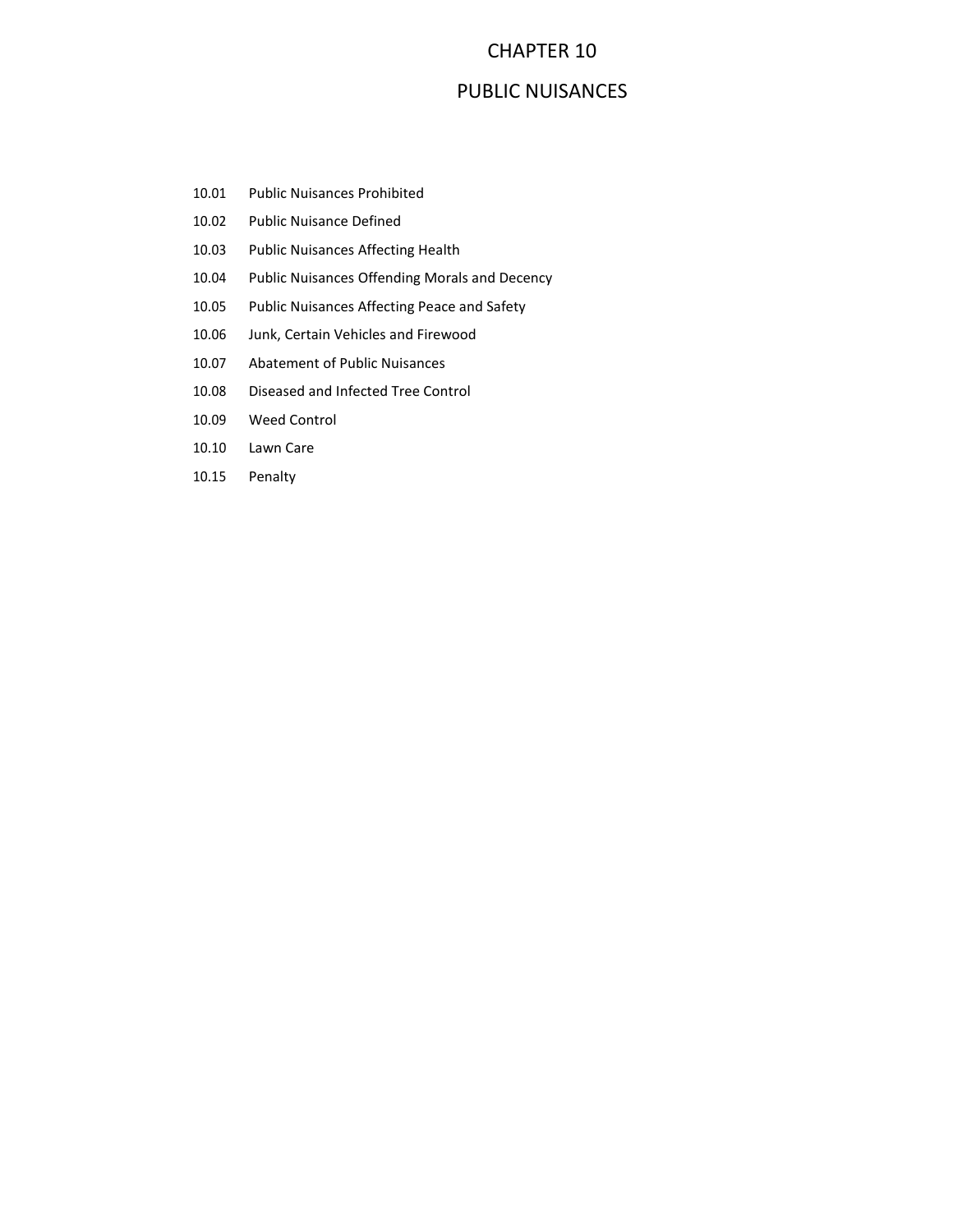# CHAPTER 10

# PUBLIC NUISANCES

| | |
|---|---|
| 10.01 | Public Nuisances Prohibited |
| 10.02 | Public Nuisance Defined |
| 10.03 | Public Nuisances Affecting Health |
| 10.04 | Public Nuisances Offending Morals and Decency |
| 10.05 | Public Nuisances Affecting Peace and Safety |
| 10.06 | Junk, Certain Vehicles and Firewood |
| 10.07 | Abatement of Public Nuisances |
| 10.08 | Diseased and Infected Tree Control |
| 10.09 | Weed Control |
| 10.10 | Lawn Care |
| 10.15 | Penalty |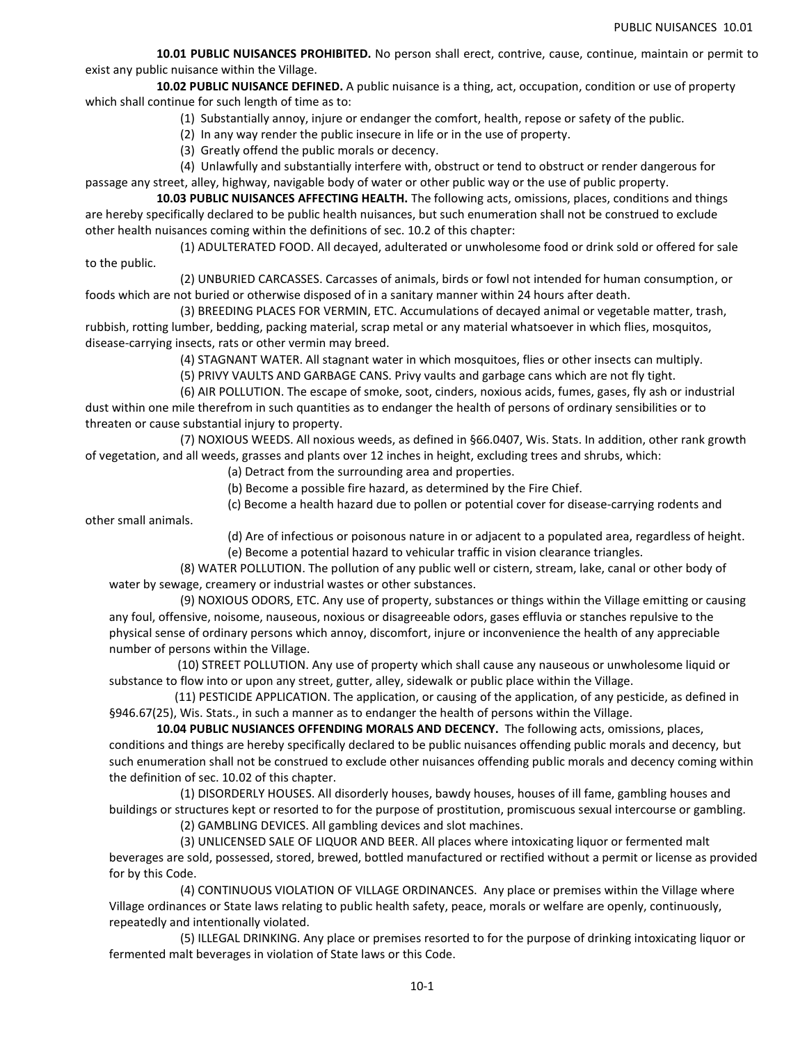**10.01 PUBLIC NUISANCES PROHIBITED.** No person shall erect, contrive, cause, continue, maintain or permit to exist any public nuisance within the Village.

**10.02 PUBLIC NUISANCE DEFINED.** A public nuisance is a thing, act, occupation, condition or use of property which shall continue for such length of time as to:

(1) Substantially annoy, injure or endanger the comfort, health, repose or safety of the public.

(2) In any way render the public insecure in life or in the use of property.

(3) Greatly offend the public morals or decency.

(4) Unlawfully and substantially interfere with, obstruct or tend to obstruct or render dangerous for passage any street, alley, highway, navigable body of water or other public way or the use of public property.

**10.03 PUBLIC NUISANCES AFFECTING HEALTH.** The following acts, omissions, places, conditions and things are hereby specifically declared to be public health nuisances, but such enumeration shall not be construed to exclude other health nuisances coming within the definitions of sec. 10.2 of this chapter:

(1) ADULTERATED FOOD. All decayed, adulterated or unwholesome food or drink sold or offered for sale to the public.

(2) UNBURIED CARCASSES. Carcasses of animals, birds or fowl not intended for human consumption, or foods which are not buried or otherwise disposed of in a sanitary manner within 24 hours after death.

(3) BREEDING PLACES FOR VERMIN, ETC. Accumulations of decayed animal or vegetable matter, trash, rubbish, rotting lumber, bedding, packing material, scrap metal or any material whatsoever in which flies, mosquitos, disease-carrying insects, rats or other vermin may breed.

(4) STAGNANT WATER. All stagnant water in which mosquitoes, flies or other insects can multiply.

(5) PRIVY VAULTS AND GARBAGE CANS. Privy vaults and garbage cans which are not fly tight.

(6) AIR POLLUTION. The escape of smoke, soot, cinders, noxious acids, fumes, gases, fly ash or industrial dust within one mile therefrom in such quantities as to endanger the health of persons of ordinary sensibilities or to threaten or cause substantial injury to property.

(7) NOXIOUS WEEDS. All noxious weeds, as defined in §66.0407, Wis. Stats. In addition, other rank growth of vegetation, and all weeds, grasses and plants over 12 inches in height, excluding trees and shrubs, which:

(a) Detract from the surrounding area and properties.

(b) Become a possible fire hazard, as determined by the Fire Chief.

(c) Become a health hazard due to pollen or potential cover for disease-carrying rodents and other small animals.

(d) Are of infectious or poisonous nature in or adjacent to a populated area, regardless of height.

(e) Become a potential hazard to vehicular traffic in vision clearance triangles.

(8) WATER POLLUTION. The pollution of any public well or cistern, stream, lake, canal or other body of water by sewage, creamery or industrial wastes or other substances.

(9) NOXIOUS ODORS, ETC. Any use of property, substances or things within the Village emitting or causing any foul, offensive, noisome, nauseous, noxious or disagreeable odors, gases effluvia or stanches repulsive to the physical sense of ordinary persons which annoy, discomfort, injure or inconvenience the health of any appreciable number of persons within the Village.

(10) STREET POLLUTION. Any use of property which shall cause any nauseous or unwholesome liquid or substance to flow into or upon any street, gutter, alley, sidewalk or public place within the Village.

(11) PESTICIDE APPLICATION. The application, or causing of the application, of any pesticide, as defined in §946.67(25), Wis. Stats., in such a manner as to endanger the health of persons within the Village.

**10.04 PUBLIC NUSIANCES OFFENDING MORALS AND DECENCY.** The following acts, omissions, places, conditions and things are hereby specifically declared to be public nuisances offending public morals and decency, but such enumeration shall not be construed to exclude other nuisances offending public morals and decency coming within the definition of sec. 10.02 of this chapter.

(1) DISORDERLY HOUSES. All disorderly houses, bawdy houses, houses of ill fame, gambling houses and buildings or structures kept or resorted to for the purpose of prostitution, promiscuous sexual intercourse or gambling.

(2) GAMBLING DEVICES. All gambling devices and slot machines.

(3) UNLICENSED SALE OF LIQUOR AND BEER. All places where intoxicating liquor or fermented malt beverages are sold, possessed, stored, brewed, bottled manufactured or rectified without a permit or license as provided for by this Code.

(4) CONTINUOUS VIOLATION OF VILLAGE ORDINANCES. Any place or premises within the Village where Village ordinances or State laws relating to public health safety, peace, morals or welfare are openly, continuously, repeatedly and intentionally violated.

(5) ILLEGAL DRINKING. Any place or premises resorted to for the purpose of drinking intoxicating liquor or fermented malt beverages in violation of State laws or this Code.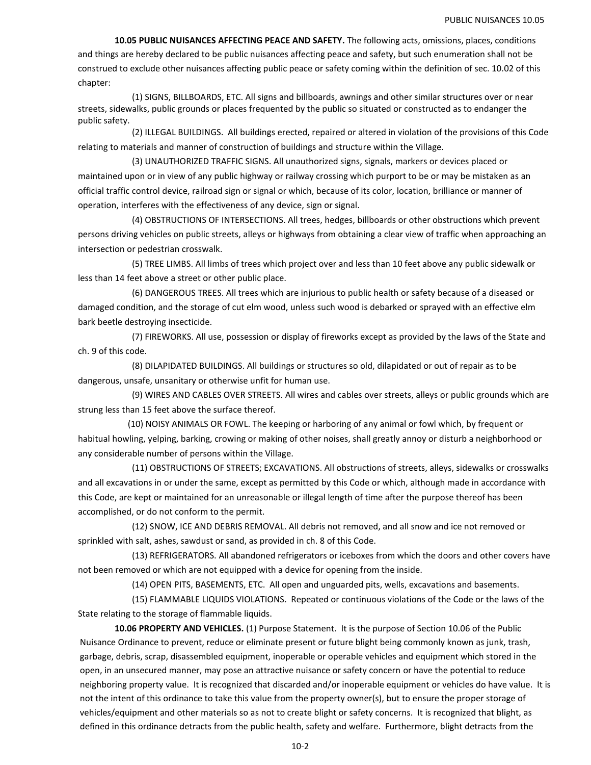**10.05 PUBLIC NUISANCES AFFECTING PEACE AND SAFETY.** The following acts, omissions, places, conditions and things are hereby declared to be public nuisances affecting peace and safety, but such enumeration shall not be construed to exclude other nuisances affecting public peace or safety coming within the definition of sec. 10.02 of this chapter:

(1) SIGNS, BILLBOARDS, ETC. All signs and billboards, awnings and other similar structures over or near streets, sidewalks, public grounds or places frequented by the public so situated or constructed as to endanger the public safety.

(2) ILLEGAL BUILDINGS. All buildings erected, repaired or altered in violation of the provisions of this Code relating to materials and manner of construction of buildings and structure within the Village.

(3) UNAUTHORIZED TRAFFIC SIGNS. All unauthorized signs, signals, markers or devices placed or maintained upon or in view of any public highway or railway crossing which purport to be or may be mistaken as an official traffic control device, railroad sign or signal or which, because of its color, location, brilliance or manner of operation, interferes with the effectiveness of any device, sign or signal.

(4) OBSTRUCTIONS OF INTERSECTIONS. All trees, hedges, billboards or other obstructions which prevent persons driving vehicles on public streets, alleys or highways from obtaining a clear view of traffic when approaching an intersection or pedestrian crosswalk.

(5) TREE LIMBS. All limbs of trees which project over and less than 10 feet above any public sidewalk or less than 14 feet above a street or other public place.

(6) DANGEROUS TREES. All trees which are injurious to public health or safety because of a diseased or damaged condition, and the storage of cut elm wood, unless such wood is debarked or sprayed with an effective elm bark beetle destroying insecticide.

(7) FIREWORKS. All use, possession or display of fireworks except as provided by the laws of the State and ch. 9 of this code.

(8) DILAPIDATED BUILDINGS. All buildings or structures so old, dilapidated or out of repair as to be dangerous, unsafe, unsanitary or otherwise unfit for human use.

(9) WIRES AND CABLES OVER STREETS. All wires and cables over streets, alleys or public grounds which are strung less than 15 feet above the surface thereof.

(10) NOISY ANIMALS OR FOWL. The keeping or harboring of any animal or fowl which, by frequent or habitual howling, yelping, barking, crowing or making of other noises, shall greatly annoy or disturb a neighborhood or any considerable number of persons within the Village.

(11) OBSTRUCTIONS OF STREETS; EXCAVATIONS. All obstructions of streets, alleys, sidewalks or crosswalks and all excavations in or under the same, except as permitted by this Code or which, although made in accordance with this Code, are kept or maintained for an unreasonable or illegal length of time after the purpose thereof has been accomplished, or do not conform to the permit.

(12) SNOW, ICE AND DEBRIS REMOVAL. All debris not removed, and all snow and ice not removed or sprinkled with salt, ashes, sawdust or sand, as provided in ch. 8 of this Code.

(13) REFRIGERATORS. All abandoned refrigerators or iceboxes from which the doors and other covers have not been removed or which are not equipped with a device for opening from the inside.

(14) OPEN PITS, BASEMENTS, ETC. All open and unguarded pits, wells, excavations and basements.

(15) FLAMMABLE LIQUIDS VIOLATIONS. Repeated or continuous violations of the Code or the laws of the State relating to the storage of flammable liquids.

**10.06 PROPERTY AND VEHICLES.** (1) Purpose Statement. It is the purpose of Section 10.06 of the Public Nuisance Ordinance to prevent, reduce or eliminate present or future blight being commonly known as junk, trash, garbage, debris, scrap, disassembled equipment, inoperable or operable vehicles and equipment which stored in the open, in an unsecured manner, may pose an attractive nuisance or safety concern or have the potential to reduce neighboring property value. It is recognized that discarded and/or inoperable equipment or vehicles do have value. It is not the intent of this ordinance to take this value from the property owner(s), but to ensure the proper storage of vehicles/equipment and other materials so as not to create blight or safety concerns. It is recognized that blight, as defined in this ordinance detracts from the public health, safety and welfare. Furthermore, blight detracts from the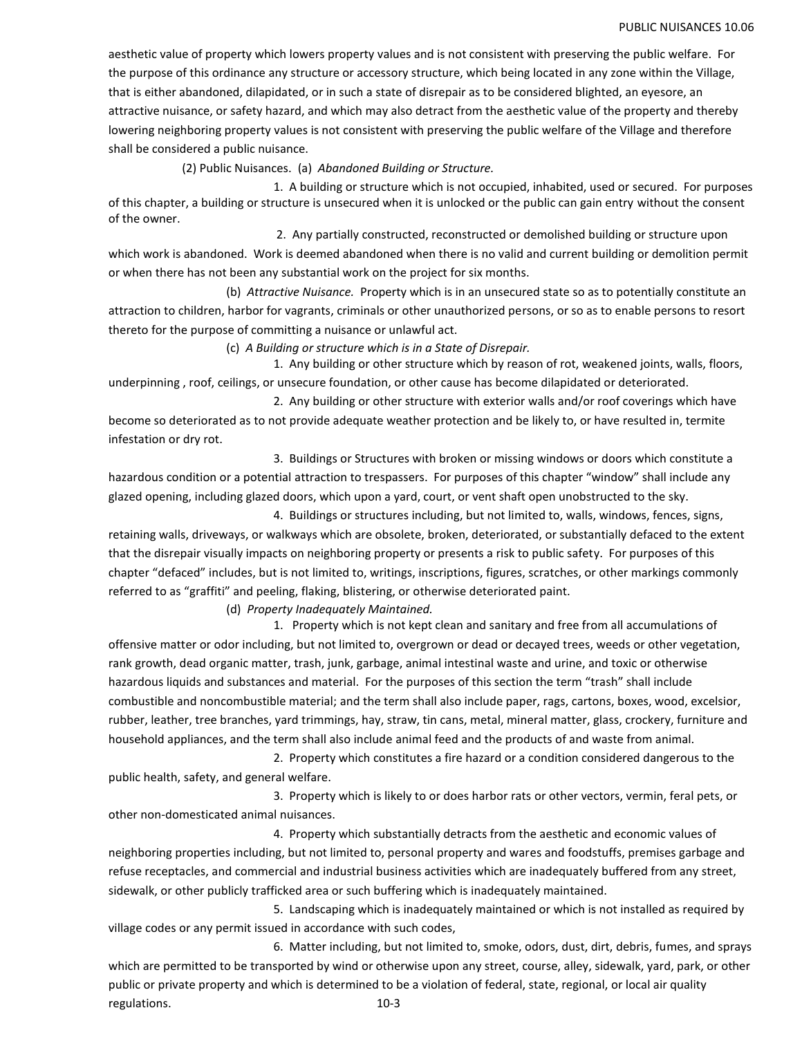aesthetic value of property which lowers property values and is not consistent with preserving the public welfare. For the purpose of this ordinance any structure or accessory structure, which being located in any zone within the Village, that is either abandoned, dilapidated, or in such a state of disrepair as to be considered blighted, an eyesore, an attractive nuisance, or safety hazard, and which may also detract from the aesthetic value of the property and thereby lowering neighboring property values is not consistent with preserving the public welfare of the Village and therefore shall be considered a public nuisance.

(2) Public Nuisances. (a) *Abandoned Building or Structure.*

1. A building or structure which is not occupied, inhabited, used or secured. For purposes of this chapter, a building or structure is unsecured when it is unlocked or the public can gain entry without the consent of the owner.

2. Any partially constructed, reconstructed or demolished building or structure upon which work is abandoned. Work is deemed abandoned when there is no valid and current building or demolition permit or when there has not been any substantial work on the project for six months.

(b) *Attractive Nuisance.* Property which is in an unsecured state so as to potentially constitute an attraction to children, harbor for vagrants, criminals or other unauthorized persons, or so as to enable persons to resort thereto for the purpose of committing a nuisance or unlawful act.

(c) *A Building or structure which is in a State of Disrepair.*

1. Any building or other structure which by reason of rot, weakened joints, walls, floors, underpinning , roof, ceilings, or unsecure foundation, or other cause has become dilapidated or deteriorated.

2. Any building or other structure with exterior walls and/or roof coverings which have become so deteriorated as to not provide adequate weather protection and be likely to, or have resulted in, termite infestation or dry rot.

3. Buildings or Structures with broken or missing windows or doors which constitute a hazardous condition or a potential attraction to trespassers. For purposes of this chapter "window" shall include any glazed opening, including glazed doors, which upon a yard, court, or vent shaft open unobstructed to the sky.

4. Buildings or structures including, but not limited to, walls, windows, fences, signs, retaining walls, driveways, or walkways which are obsolete, broken, deteriorated, or substantially defaced to the extent that the disrepair visually impacts on neighboring property or presents a risk to public safety. For purposes of this chapter "defaced" includes, but is not limited to, writings, inscriptions, figures, scratches, or other markings commonly referred to as "graffiti" and peeling, flaking, blistering, or otherwise deteriorated paint.

(d) *Property Inadequately Maintained.*

1. Property which is not kept clean and sanitary and free from all accumulations of offensive matter or odor including, but not limited to, overgrown or dead or decayed trees, weeds or other vegetation, rank growth, dead organic matter, trash, junk, garbage, animal intestinal waste and urine, and toxic or otherwise hazardous liquids and substances and material. For the purposes of this section the term "trash" shall include combustible and noncombustible material; and the term shall also include paper, rags, cartons, boxes, wood, excelsior, rubber, leather, tree branches, yard trimmings, hay, straw, tin cans, metal, mineral matter, glass, crockery, furniture and household appliances, and the term shall also include animal feed and the products of and waste from animal.

2. Property which constitutes a fire hazard or a condition considered dangerous to the public health, safety, and general welfare.

3. Property which is likely to or does harbor rats or other vectors, vermin, feral pets, or other non-domesticated animal nuisances.

4. Property which substantially detracts from the aesthetic and economic values of neighboring properties including, but not limited to, personal property and wares and foodstuffs, premises garbage and refuse receptacles, and commercial and industrial business activities which are inadequately buffered from any street, sidewalk, or other publicly trafficked area or such buffering which is inadequately maintained.

5. Landscaping which is inadequately maintained or which is not installed as required by village codes or any permit issued in accordance with such codes,

6. Matter including, but not limited to, smoke, odors, dust, dirt, debris, fumes, and sprays which are permitted to be transported by wind or otherwise upon any street, course, alley, sidewalk, yard, park, or other public or private property and which is determined to be a violation of federal, state, regional, or local air quality regulations.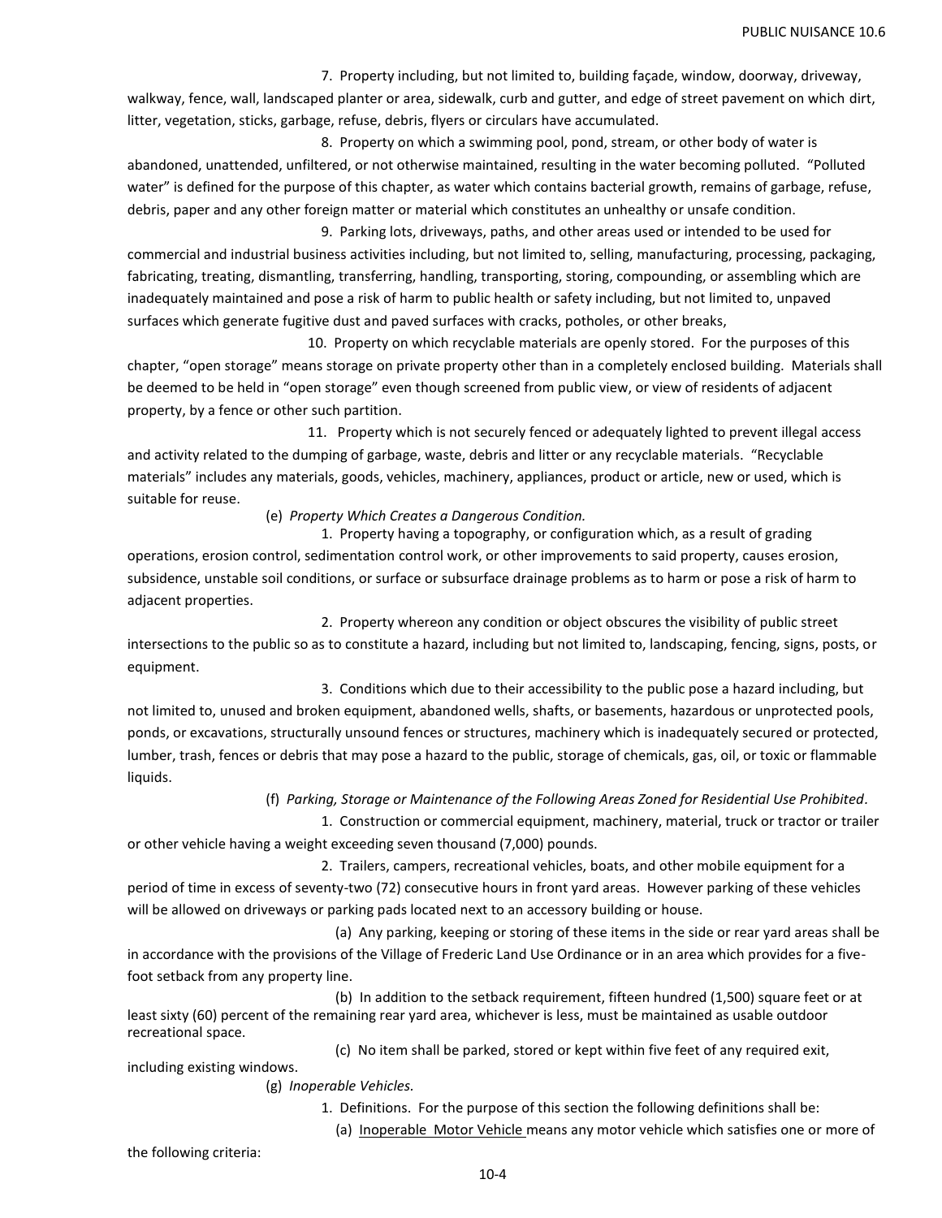7. Property including, but not limited to, building façade, window, doorway, driveway, walkway, fence, wall, landscaped planter or area, sidewalk, curb and gutter, and edge of street pavement on which dirt, litter, vegetation, sticks, garbage, refuse, debris, flyers or circulars have accumulated.

8. Property on which a swimming pool, pond, stream, or other body of water is abandoned, unattended, unfiltered, or not otherwise maintained, resulting in the water becoming polluted. "Polluted water" is defined for the purpose of this chapter, as water which contains bacterial growth, remains of garbage, refuse, debris, paper and any other foreign matter or material which constitutes an unhealthy or unsafe condition.

9. Parking lots, driveways, paths, and other areas used or intended to be used for commercial and industrial business activities including, but not limited to, selling, manufacturing, processing, packaging, fabricating, treating, dismantling, transferring, handling, transporting, storing, compounding, or assembling which are inadequately maintained and pose a risk of harm to public health or safety including, but not limited to, unpaved surfaces which generate fugitive dust and paved surfaces with cracks, potholes, or other breaks,

10. Property on which recyclable materials are openly stored. For the purposes of this chapter, "open storage" means storage on private property other than in a completely enclosed building. Materials shall be deemed to be held in "open storage" even though screened from public view, or view of residents of adjacent property, by a fence or other such partition.

11. Property which is not securely fenced or adequately lighted to prevent illegal access and activity related to the dumping of garbage, waste, debris and litter or any recyclable materials. "Recyclable materials" includes any materials, goods, vehicles, machinery, appliances, product or article, new or used, which is suitable for reuse.

(e) *Property Which Creates a Dangerous Condition.*

1. Property having a topography, or configuration which, as a result of grading operations, erosion control, sedimentation control work, or other improvements to said property, causes erosion, subsidence, unstable soil conditions, or surface or subsurface drainage problems as to harm or pose a risk of harm to adjacent properties.

2. Property whereon any condition or object obscures the visibility of public street intersections to the public so as to constitute a hazard, including but not limited to, landscaping, fencing, signs, posts, or equipment.

3. Conditions which due to their accessibility to the public pose a hazard including, but not limited to, unused and broken equipment, abandoned wells, shafts, or basements, hazardous or unprotected pools, ponds, or excavations, structurally unsound fences or structures, machinery which is inadequately secured or protected, lumber, trash, fences or debris that may pose a hazard to the public, storage of chemicals, gas, oil, or toxic or flammable liquids.

(f) *Parking, Storage or Maintenance of the Following Areas Zoned for Residential Use Prohibited*.

1. Construction or commercial equipment, machinery, material, truck or tractor or trailer or other vehicle having a weight exceeding seven thousand (7,000) pounds.

2. Trailers, campers, recreational vehicles, boats, and other mobile equipment for a period of time in excess of seventy-two (72) consecutive hours in front yard areas. However parking of these vehicles will be allowed on driveways or parking pads located next to an accessory building or house.

(a) Any parking, keeping or storing of these items in the side or rear yard areas shall be in accordance with the provisions of the Village of Frederic Land Use Ordinance or in an area which provides for a five-foot setback from any property line.

(b) In addition to the setback requirement, fifteen hundred (1,500) square feet or at least sixty (60) percent of the remaining rear yard area, whichever is less, must be maintained as usable outdoor recreational space.

(c) No item shall be parked, stored or kept within five feet of any required exit, including existing windows.

(g) *Inoperable Vehicles.*

1. Definitions. For the purpose of this section the following definitions shall be:

(a) <u>Inoperable Motor Vehicle</u> means any motor vehicle which satisfies one or more of the following criteria: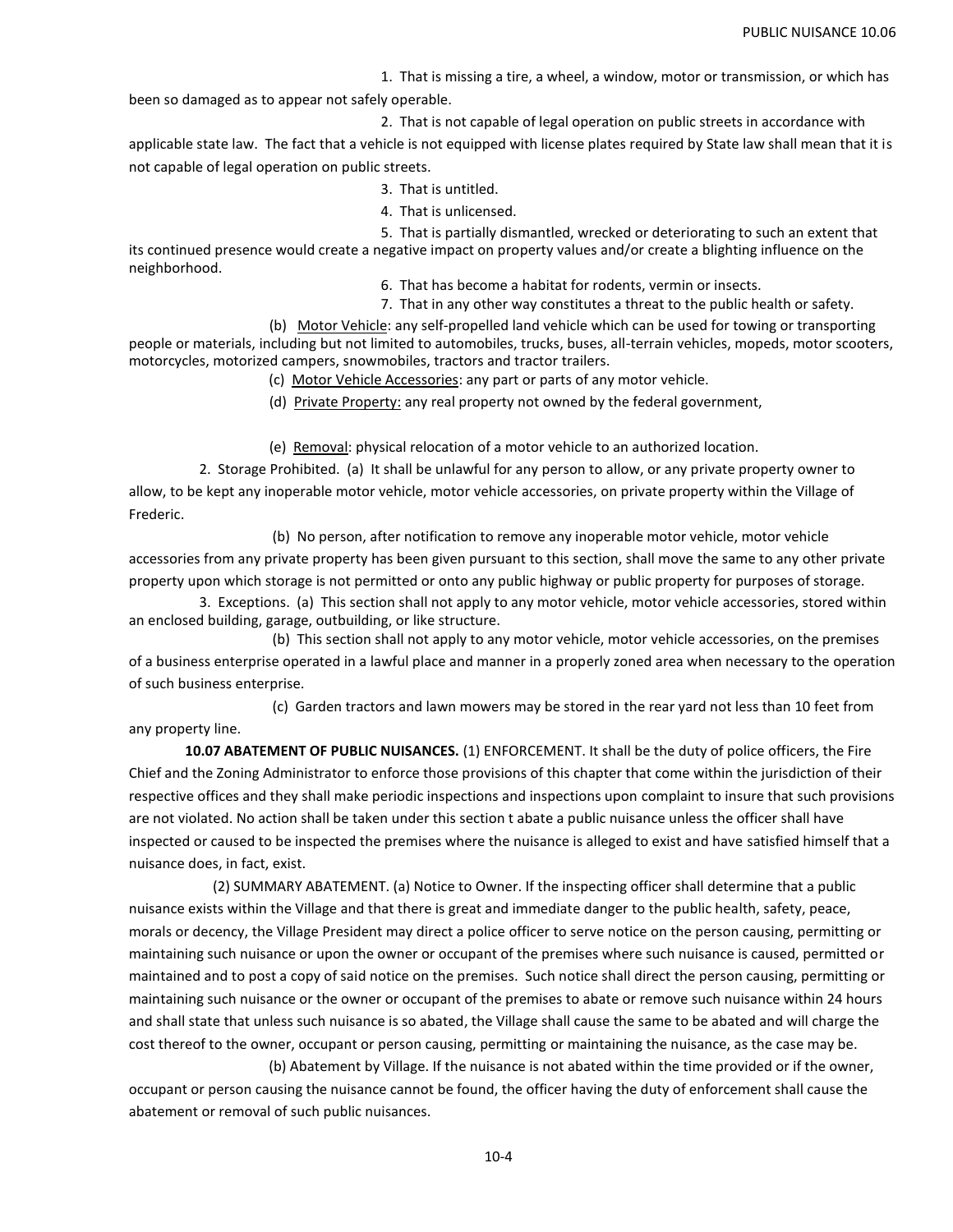1. That is missing a tire, a wheel, a window, motor or transmission, or which has been so damaged as to appear not safely operable.

2. That is not capable of legal operation on public streets in accordance with applicable state law. The fact that a vehicle is not equipped with license plates required by State law shall mean that it is not capable of legal operation on public streets.

3. That is untitled.

4. That is unlicensed.

5. That is partially dismantled, wrecked or deteriorating to such an extent that its continued presence would create a negative impact on property values and/or create a blighting influence on the neighborhood.

6. That has become a habitat for rodents, vermin or insects.

7. That in any other way constitutes a threat to the public health or safety.

(b) Motor Vehicle: any self-propelled land vehicle which can be used for towing or transporting people or materials, including but not limited to automobiles, trucks, buses, all-terrain vehicles, mopeds, motor scooters, motorcycles, motorized campers, snowmobiles, tractors and tractor trailers.

(c) Motor Vehicle Accessories: any part or parts of any motor vehicle.

(d) Private Property: any real property not owned by the federal government,

(e) Removal: physical relocation of a motor vehicle to an authorized location.

2. Storage Prohibited. (a) It shall be unlawful for any person to allow, or any private property owner to allow, to be kept any inoperable motor vehicle, motor vehicle accessories, on private property within the Village of Frederic.

(b) No person, after notification to remove any inoperable motor vehicle, motor vehicle accessories from any private property has been given pursuant to this section, shall move the same to any other private property upon which storage is not permitted or onto any public highway or public property for purposes of storage.

3. Exceptions. (a) This section shall not apply to any motor vehicle, motor vehicle accessories, stored within an enclosed building, garage, outbuilding, or like structure.

(b) This section shall not apply to any motor vehicle, motor vehicle accessories, on the premises of a business enterprise operated in a lawful place and manner in a properly zoned area when necessary to the operation of such business enterprise.

(c) Garden tractors and lawn mowers may be stored in the rear yard not less than 10 feet from any property line.

**10.07 ABATEMENT OF PUBLIC NUISANCES.** (1) ENFORCEMENT. It shall be the duty of police officers, the Fire Chief and the Zoning Administrator to enforce those provisions of this chapter that come within the jurisdiction of their respective offices and they shall make periodic inspections and inspections upon complaint to insure that such provisions are not violated. No action shall be taken under this section t abate a public nuisance unless the officer shall have inspected or caused to be inspected the premises where the nuisance is alleged to exist and have satisfied himself that a nuisance does, in fact, exist.

(2) SUMMARY ABATEMENT. (a) Notice to Owner. If the inspecting officer shall determine that a public nuisance exists within the Village and that there is great and immediate danger to the public health, safety, peace, morals or decency, the Village President may direct a police officer to serve notice on the person causing, permitting or maintaining such nuisance or upon the owner or occupant of the premises where such nuisance is caused, permitted or maintained and to post a copy of said notice on the premises. Such notice shall direct the person causing, permitting or maintaining such nuisance or the owner or occupant of the premises to abate or remove such nuisance within 24 hours and shall state that unless such nuisance is so abated, the Village shall cause the same to be abated and will charge the cost thereof to the owner, occupant or person causing, permitting or maintaining the nuisance, as the case may be.

(b) Abatement by Village. If the nuisance is not abated within the time provided or if the owner, occupant or person causing the nuisance cannot be found, the officer having the duty of enforcement shall cause the abatement or removal of such public nuisances.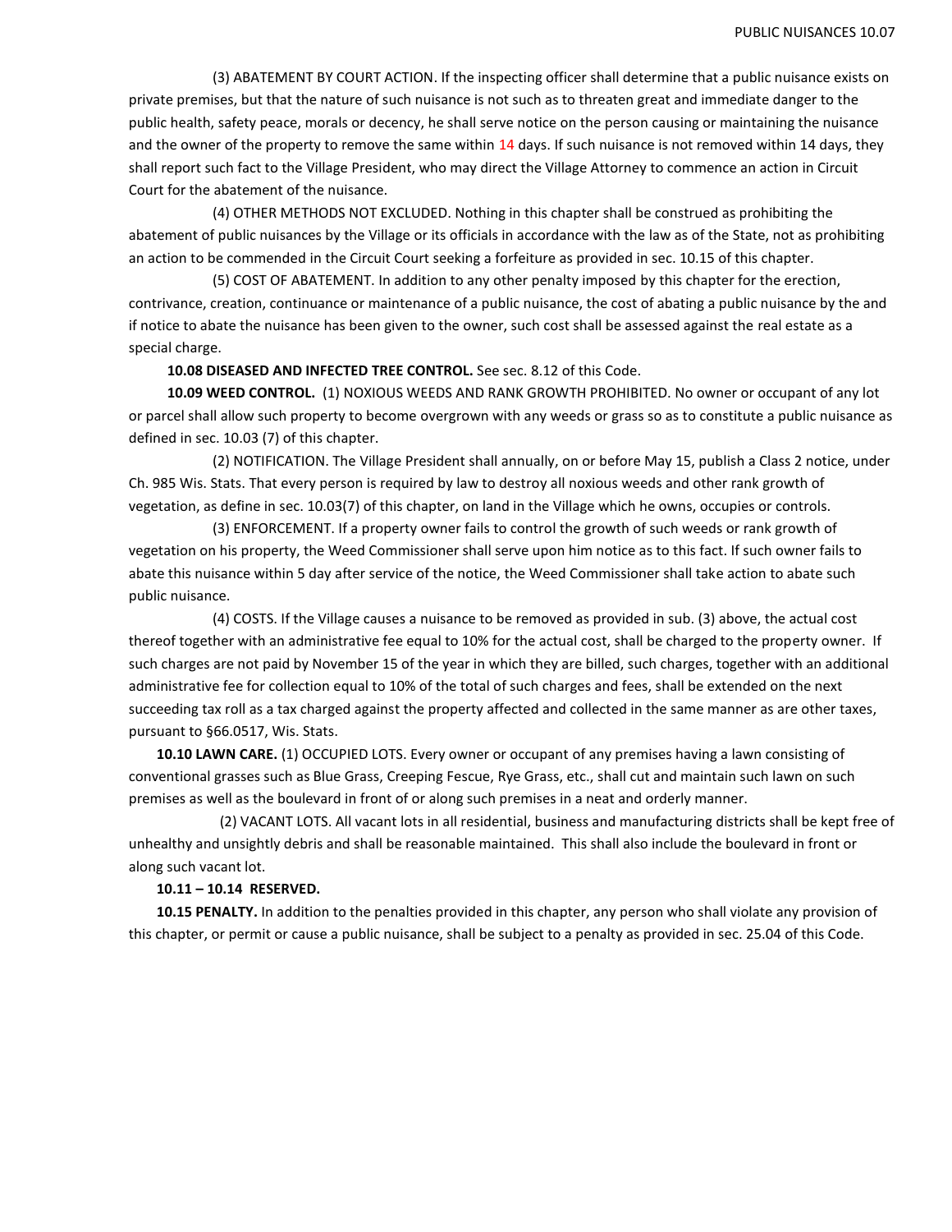(3) ABATEMENT BY COURT ACTION. If the inspecting officer shall determine that a public nuisance exists on private premises, but that the nature of such nuisance is not such as to threaten great and immediate danger to the public health, safety peace, morals or decency, he shall serve notice on the person causing or maintaining the nuisance and the owner of the property to remove the same within 14 days. If such nuisance is not removed within 14 days, they shall report such fact to the Village President, who may direct the Village Attorney to commence an action in Circuit Court for the abatement of the nuisance.

(4) OTHER METHODS NOT EXCLUDED. Nothing in this chapter shall be construed as prohibiting the abatement of public nuisances by the Village or its officials in accordance with the law as of the State, not as prohibiting an action to be commended in the Circuit Court seeking a forfeiture as provided in sec. 10.15 of this chapter.

(5) COST OF ABATEMENT. In addition to any other penalty imposed by this chapter for the erection, contrivance, creation, continuance or maintenance of a public nuisance, the cost of abating a public nuisance by the and if notice to abate the nuisance has been given to the owner, such cost shall be assessed against the real estate as a special charge.

**10.08 DISEASED AND INFECTED TREE CONTROL.** See sec. 8.12 of this Code.

**10.09 WEED CONTROL.** (1) NOXIOUS WEEDS AND RANK GROWTH PROHIBITED. No owner or occupant of any lot or parcel shall allow such property to become overgrown with any weeds or grass so as to constitute a public nuisance as defined in sec. 10.03 (7) of this chapter.

(2) NOTIFICATION. The Village President shall annually, on or before May 15, publish a Class 2 notice, under Ch. 985 Wis. Stats. That every person is required by law to destroy all noxious weeds and other rank growth of vegetation, as define in sec. 10.03(7) of this chapter, on land in the Village which he owns, occupies or controls.

(3) ENFORCEMENT. If a property owner fails to control the growth of such weeds or rank growth of vegetation on his property, the Weed Commissioner shall serve upon him notice as to this fact. If such owner fails to abate this nuisance within 5 day after service of the notice, the Weed Commissioner shall take action to abate such public nuisance.

(4) COSTS. If the Village causes a nuisance to be removed as provided in sub. (3) above, the actual cost thereof together with an administrative fee equal to 10% for the actual cost, shall be charged to the property owner. If such charges are not paid by November 15 of the year in which they are billed, such charges, together with an additional administrative fee for collection equal to 10% of the total of such charges and fees, shall be extended on the next succeeding tax roll as a tax charged against the property affected and collected in the same manner as are other taxes, pursuant to §66.0517, Wis. Stats.

**10.10 LAWN CARE.** (1) OCCUPIED LOTS. Every owner or occupant of any premises having a lawn consisting of conventional grasses such as Blue Grass, Creeping Fescue, Rye Grass, etc., shall cut and maintain such lawn on such premises as well as the boulevard in front of or along such premises in a neat and orderly manner.

(2) VACANT LOTS. All vacant lots in all residential, business and manufacturing districts shall be kept free of unhealthy and unsightly debris and shall be reasonable maintained. This shall also include the boulevard in front or along such vacant lot.

**10.11 – 10.14 RESERVED.**

**10.15 PENALTY.** In addition to the penalties provided in this chapter, any person who shall violate any provision of this chapter, or permit or cause a public nuisance, shall be subject to a penalty as provided in sec. 25.04 of this Code.